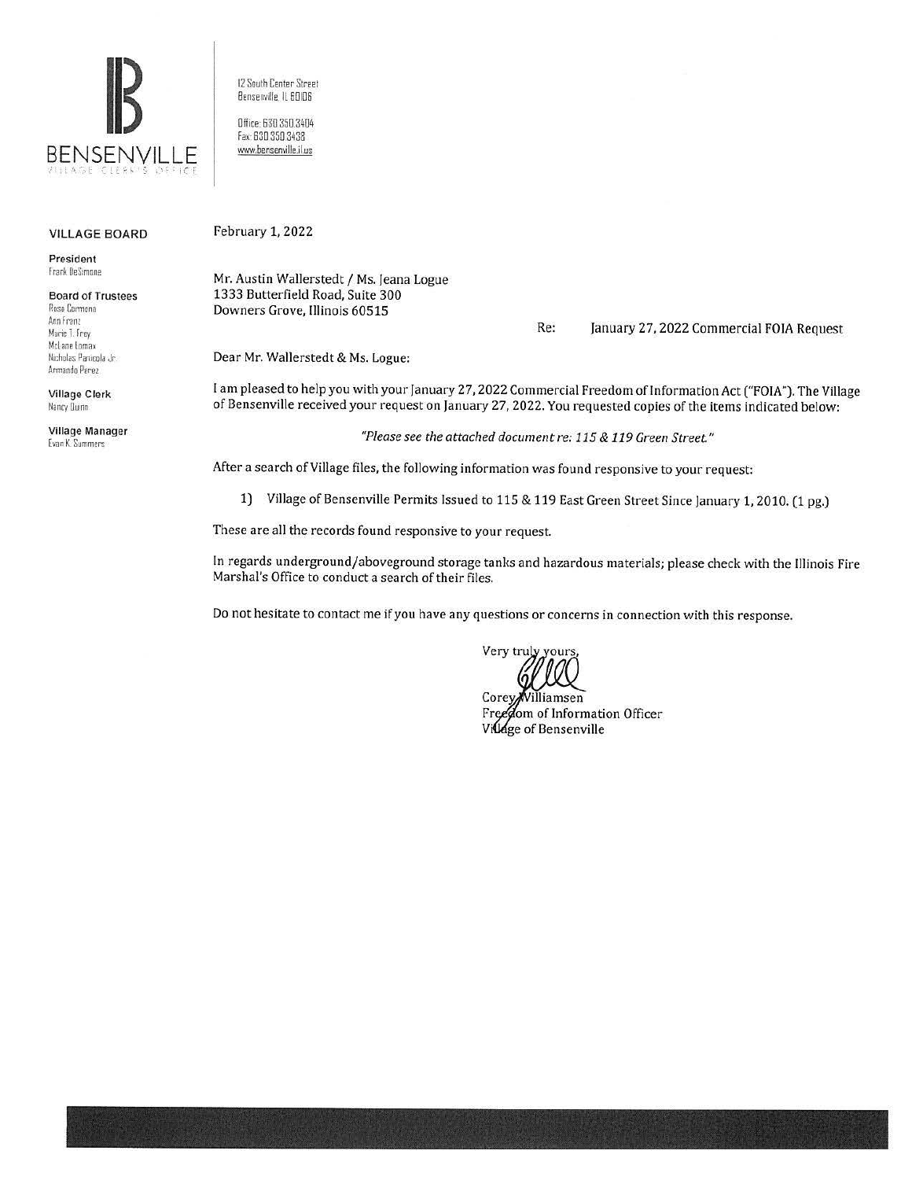BENSENVILLE
VILLAGE CLERK'S OFFICE

12 South Center Street
Bensenville, IL 60106

Office: 630.350.3404
Fax: 630.350.3438
www.bensenville.il.us

**VILLAGE BOARD**

**President**
Frank DeSimone

**Board of Trustees**
Rosa Carmona
Ann Franz
Marie T. Frey
McLane Lomax
Nicholas Panicola Jr.
Armando Perez

**Village Clerk**
Nancy Dunn

**Village Manager**
Evan K. Summers

February 1, 2022

Mr. Austin Wallerstedt / Ms. Jeana Logue
1333 Butterfield Road, Suite 300
Downers Grove, Illinois 60515

Re: January 27, 2022 Commercial FOIA Request

Dear Mr. Wallerstedt & Ms. Logue:

I am pleased to help you with your January 27, 2022 Commercial Freedom of Information Act ("FOIA"). The Village of Bensenville received your request on January 27, 2022. You requested copies of the items indicated below:

*"Please see the attached document re: 115 & 119 Green Street."*

After a search of Village files, the following information was found responsive to your request:

1) Village of Bensenville Permits Issued to 115 & 119 East Green Street Since January 1, 2010. (1 pg.)

These are all the records found responsive to your request.

In regards underground/aboveground storage tanks and hazardous materials; please check with the Illinois Fire Marshal's Office to conduct a search of their files.

Do not hesitate to contact me if you have any questions or concerns in connection with this response.

Very truly yours,

Corey Williamsen
Freedom of Information Officer
Village of Bensenville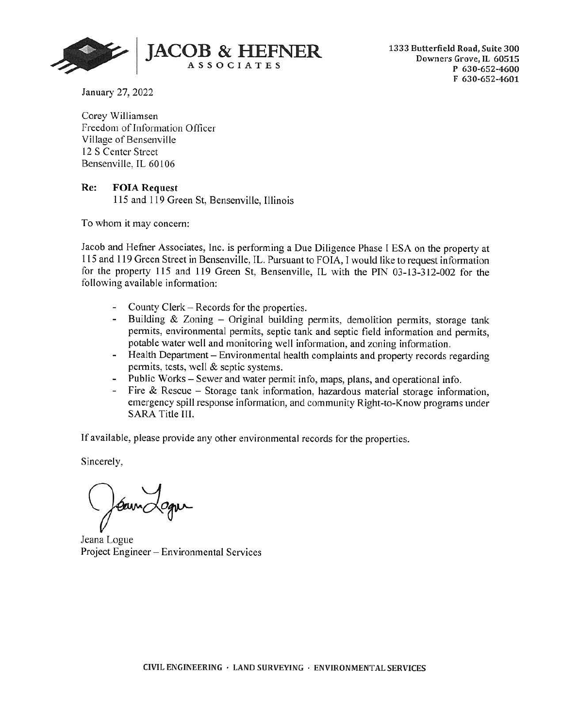**JACOB & HEFNER**
**ASSOCIATES**

1333 Butterfield Road, Suite 300
Downers Grove, IL 60515
P 630-652-4600
F 630-652-4601

January 27, 2022

Corey Williamsen
Freedom of Information Officer
Village of Bensenville
12 S Center Street
Bensenville, IL 60106

**Re: FOIA Request**
115 and 119 Green St, Bensenville, Illinois

To whom it may concern:

Jacob and Hefner Associates, Inc. is performing a Due Diligence Phase I ESA on the property at 115 and 119 Green Street in Bensenville, IL. Pursuant to FOIA, I would like to request information for the property 115 and 119 Green St, Bensenville, IL with the PIN 03-13-312-002 for the following available information:

- County Clerk – Records for the properties.
- Building & Zoning – Original building permits, demolition permits, storage tank permits, environmental permits, septic tank and septic field information and permits, potable water well and monitoring well information, and zoning information.
- Health Department – Environmental health complaints and property records regarding permits, tests, well & septic systems.
- Public Works – Sewer and water permit info, maps, plans, and operational info.
- Fire & Rescue – Storage tank information, hazardous material storage information, emergency spill response information, and community Right-to-Know programs under SARA Title III.

If available, please provide any other environmental records for the properties.

Sincerely,

Jeana Logue
Project Engineer – Environmental Services

CIVIL ENGINEERING · LAND SURVEYING · ENVIRONMENTAL SERVICES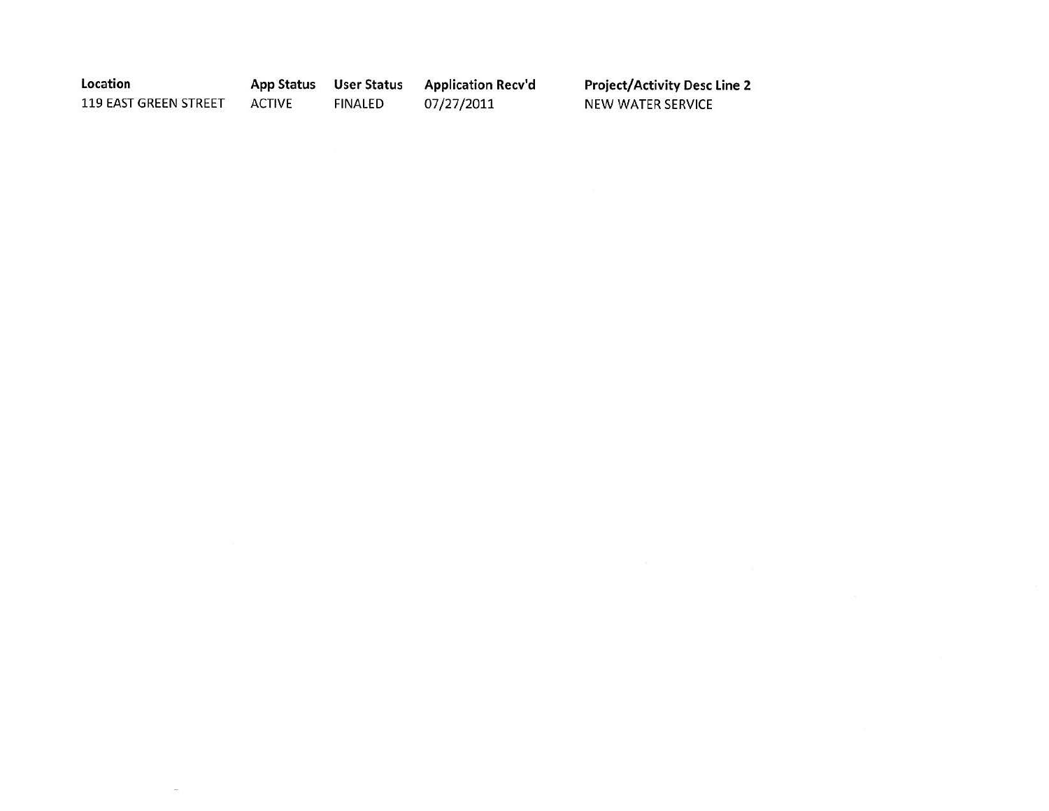| Location | App Status | User Status | Application Recv'd | Project/Activity Desc Line 2 |
|---|---|---|---|---|
| 119 EAST GREEN STREET | ACTIVE | FINALED | 07/27/2011 | NEW WATER SERVICE |